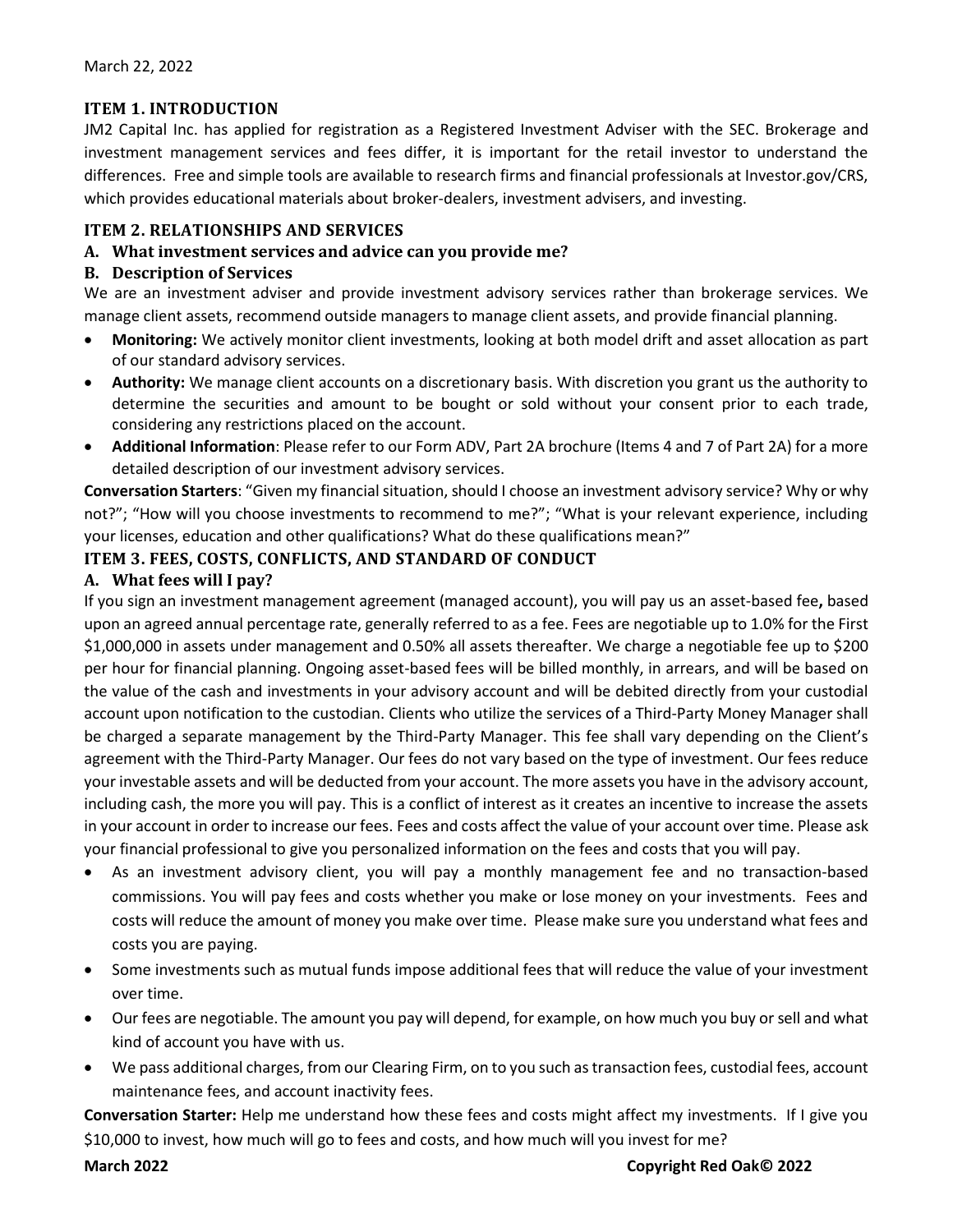March 22, 2022

## ITEM 1. INTRODUCTION

JM2 Capital Inc. has applied for registration as a Registered Investment Adviser with the SEC. Brokerage and investment management services and fees differ, it is important for the retail investor to understand the differences. Free and simple tools are available to research firms and financial professionals at Investor.gov/CRS, which provides educational materials about broker-dealers, investment advisers, and investing.

## ITEM 2. RELATIONSHIPS AND SERVICES

### A. What investment services and advice can you provide me?

### B. Description of Services

We are an investment adviser and provide investment advisory services rather than brokerage services. We manage client assets, recommend outside managers to manage client assets, and provide financial planning.

- **Monitoring:** We actively monitor client investments, looking at both model drift and asset allocation as part of our standard advisory services.
- **Authority:** We manage client accounts on a discretionary basis. With discretion you grant us the authority to determine the securities and amount to be bought or sold without your consent prior to each trade, considering any restrictions placed on the account.
- **Additional Information**: Please refer to our Form ADV, Part 2A brochure (Items 4 and 7 of Part 2A) for a more detailed description of our investment advisory services.

**Conversation Starters**: "Given my financial situation, should I choose an investment advisory service? Why or why not?"; "How will you choose investments to recommend to me?"; "What is your relevant experience, including your licenses, education and other qualifications? What do these qualifications mean?"

## ITEM 3. FEES, COSTS, CONFLICTS, AND STANDARD OF CONDUCT

### A. What fees will I pay?

If you sign an investment management agreement (managed account), you will pay us an asset-based fee**,** based upon an agreed annual percentage rate, generally referred to as a fee. Fees are negotiable up to 1.0% for the First $1,000,000 in assets under management and 0.50% all assets thereafter. We charge a negotiable fee up to $200 per hour for financial planning. Ongoing asset-based fees will be billed monthly, in arrears, and will be based on the value of the cash and investments in your advisory account and will be debited directly from your custodial account upon notification to the custodian. Clients who utilize the services of a Third-Party Money Manager shall be charged a separate management by the Third-Party Manager. This fee shall vary depending on the Client's agreement with the Third-Party Manager. Our fees do not vary based on the type of investment. Our fees reduce your investable assets and will be deducted from your account. The more assets you have in the advisory account, including cash, the more you will pay. This is a conflict of interest as it creates an incentive to increase the assets in your account in order to increase our fees. Fees and costs affect the value of your account over time. Please ask your financial professional to give you personalized information on the fees and costs that you will pay.

- As an investment advisory client, you will pay a monthly management fee and no transaction-based commissions. You will pay fees and costs whether you make or lose money on your investments. Fees and costs will reduce the amount of money you make over time. Please make sure you understand what fees and costs you are paying.
- Some investments such as mutual funds impose additional fees that will reduce the value of your investment over time.
- Our fees are negotiable. The amount you pay will depend, for example, on how much you buy or sell and what kind of account you have with us.
- We pass additional charges, from our Clearing Firm, on to you such as transaction fees, custodial fees, account maintenance fees, and account inactivity fees.

**Conversation Starter:** Help me understand how these fees and costs might affect my investments. If I give you $10,000 to invest, how much will go to fees and costs, and how much will you invest for me?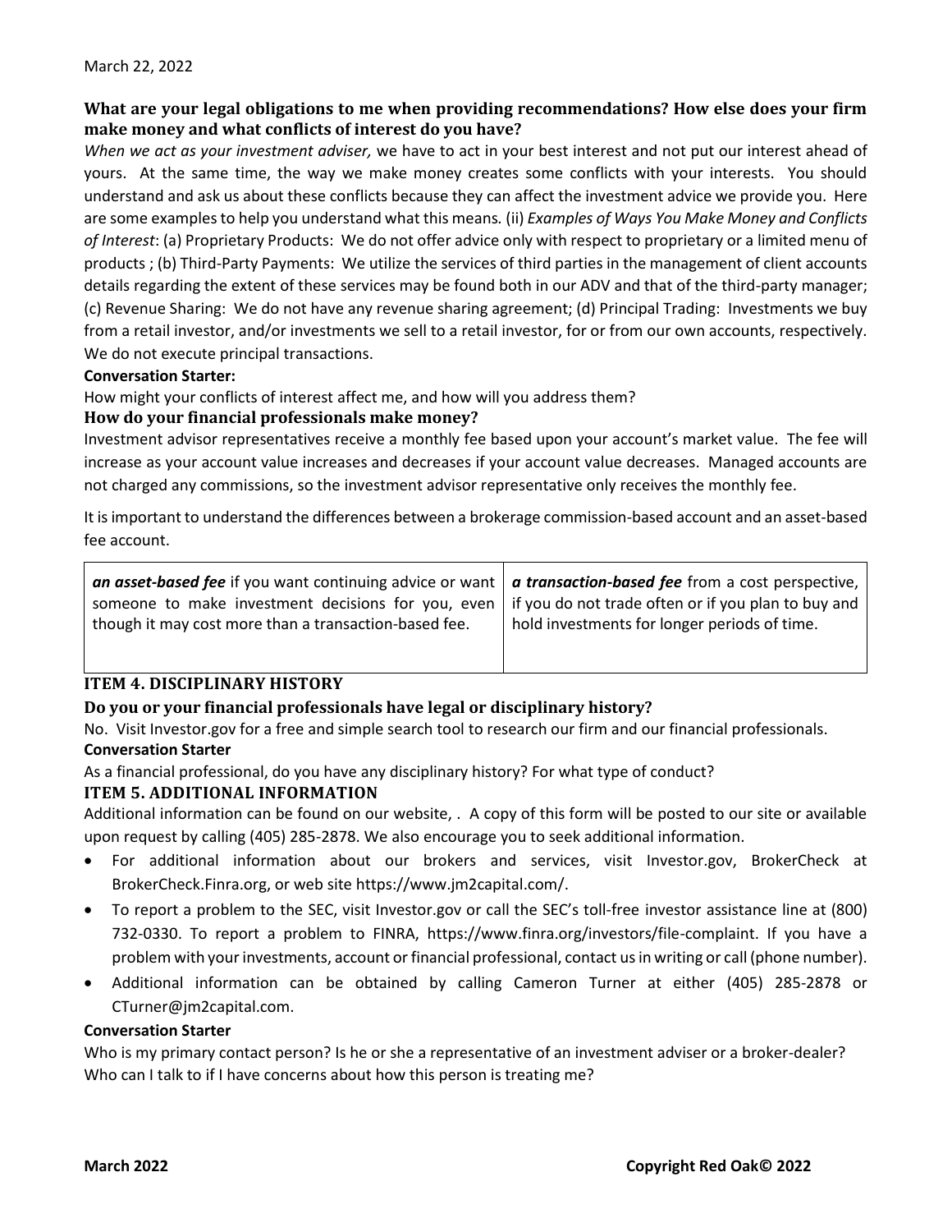March 22, 2022

### What are your legal obligations to me when providing recommendations? How else does your firm make money and what conflicts of interest do you have?

*When we act as your investment adviser,* we have to act in your best interest and not put our interest ahead of yours. At the same time, the way we make money creates some conflicts with your interests. You should understand and ask us about these conflicts because they can affect the investment advice we provide you. Here are some examples to help you understand what this means. (ii) *Examples of Ways You Make Money and Conflicts of Interest*: (a) Proprietary Products: We do not offer advice only with respect to proprietary or a limited menu of products ; (b) Third-Party Payments: We utilize the services of third parties in the management of client accounts details regarding the extent of these services may be found both in our ADV and that of the third-party manager; (c) Revenue Sharing: We do not have any revenue sharing agreement; (d) Principal Trading: Investments we buy from a retail investor, and/or investments we sell to a retail investor, for or from our own accounts, respectively. We do not execute principal transactions.

**Conversation Starter:**

How might your conflicts of interest affect me, and how will you address them?

### How do your financial professionals make money?

Investment advisor representatives receive a monthly fee based upon your account's market value. The fee will increase as your account value increases and decreases if your account value decreases. Managed accounts are not charged any commissions, so the investment advisor representative only receives the monthly fee.

It is important to understand the differences between a brokerage commission-based account and an asset-based fee account.

| | |
|---|---|
| ***an asset-based fee*** if you want continuing advice or want someone to make investment decisions for you, even though it may cost more than a transaction-based fee. | ***a transaction-based fee*** from a cost perspective, if you do not trade often or if you plan to buy and hold investments for longer periods of time. |

## ITEM 4. DISCIPLINARY HISTORY

### Do you or your financial professionals have legal or disciplinary history?

No. Visit Investor.gov for a free and simple search tool to research our firm and our financial professionals.

**Conversation Starter**

As a financial professional, do you have any disciplinary history? For what type of conduct?

## ITEM 5. ADDITIONAL INFORMATION

Additional information can be found on our website, . A copy of this form will be posted to our site or available upon request by calling (405) 285-2878. We also encourage you to seek additional information.

- For additional information about our brokers and services, visit Investor.gov, BrokerCheck at BrokerCheck.Finra.org, or web site https://www.jm2capital.com/.
- To report a problem to the SEC, visit Investor.gov or call the SEC's toll-free investor assistance line at (800) 732-0330. To report a problem to FINRA, https://www.finra.org/investors/file-complaint. If you have a problem with your investments, account or financial professional, contact us in writing or call (phone number).
- Additional information can be obtained by calling Cameron Turner at either (405) 285-2878 or CTurner@jm2capital.com.

**Conversation Starter**

Who is my primary contact person? Is he or she a representative of an investment adviser or a broker-dealer? Who can I talk to if I have concerns about how this person is treating me?

**March 2022** **Copyright Red Oak© 2022**